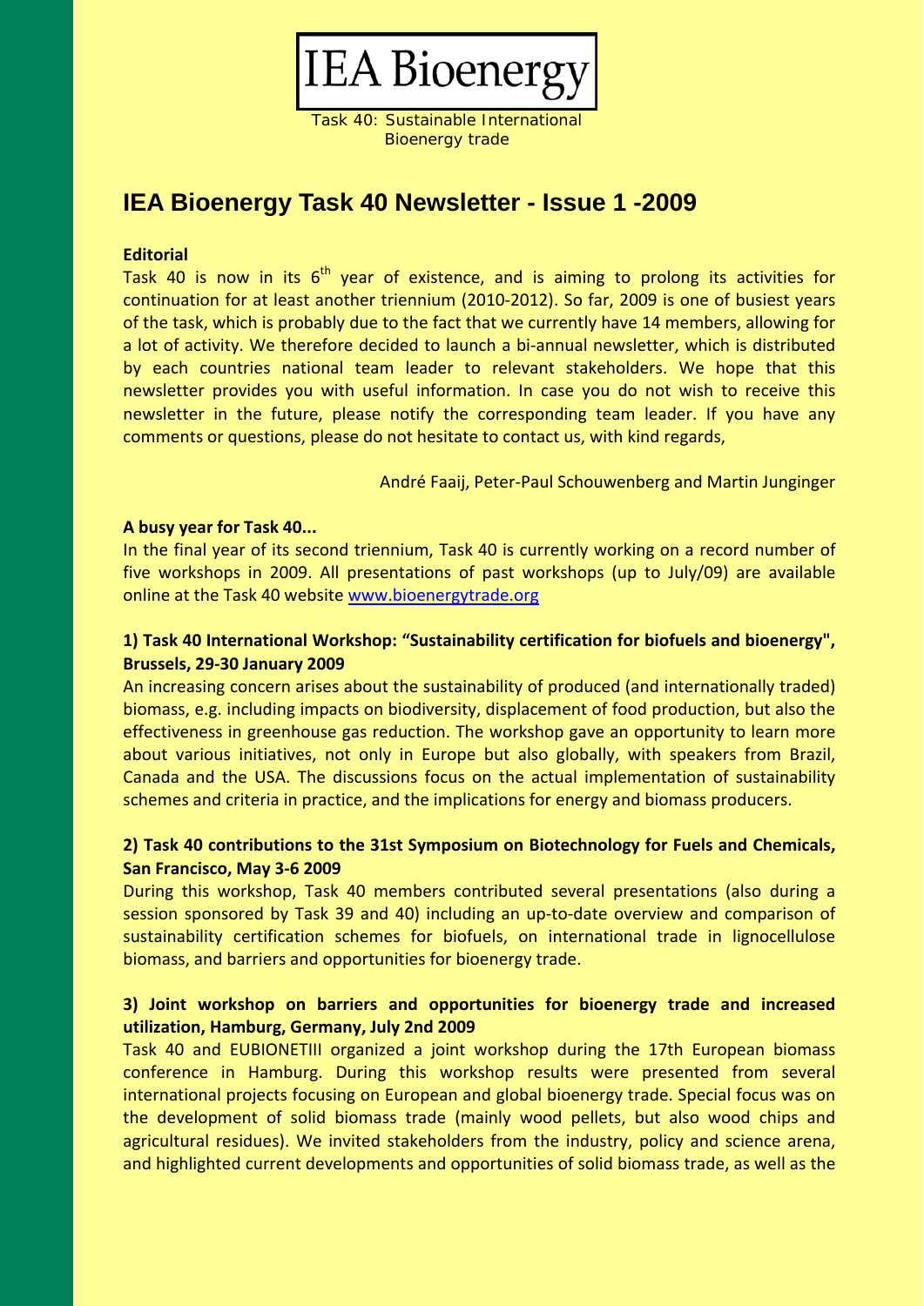IEA Bioenergy

Task 40: Sustainable International Bioenergy trade

# IEA Bioenergy Task 40 Newsletter - Issue 1 -2009

**Editorial**

Task 40 is now in its 6th year of existence, and is aiming to prolong its activities for continuation for at least another triennium (2010-2012). So far, 2009 is one of busiest years of the task, which is probably due to the fact that we currently have 14 members, allowing for a lot of activity. We therefore decided to launch a bi-annual newsletter, which is distributed by each countries national team leader to relevant stakeholders. We hope that this newsletter provides you with useful information. In case you do not wish to receive this newsletter in the future, please notify the corresponding team leader. If you have any comments or questions, please do not hesitate to contact us, with kind regards,

André Faaij, Peter-Paul Schouwenberg and Martin Junginger

**A busy year for Task 40...**

In the final year of its second triennium, Task 40 is currently working on a record number of five workshops in 2009. All presentations of past workshops (up to July/09) are available online at the Task 40 website [www.bioenergytrade.org](www.bioenergytrade.org)

### 1) Task 40 International Workshop: "Sustainability certification for biofuels and bioenergy", Brussels, 29-30 January 2009

An increasing concern arises about the sustainability of produced (and internationally traded) biomass, e.g. including impacts on biodiversity, displacement of food production, but also the effectiveness in greenhouse gas reduction. The workshop gave an opportunity to learn more about various initiatives, not only in Europe but also globally, with speakers from Brazil, Canada and the USA. The discussions focus on the actual implementation of sustainability schemes and criteria in practice, and the implications for energy and biomass producers.

### 2) Task 40 contributions to the 31st Symposium on Biotechnology for Fuels and Chemicals, San Francisco, May 3-6 2009

During this workshop, Task 40 members contributed several presentations (also during a session sponsored by Task 39 and 40) including an up-to-date overview and comparison of sustainability certification schemes for biofuels, on international trade in lignocellulose biomass, and barriers and opportunities for bioenergy trade.

### 3) Joint workshop on barriers and opportunities for bioenergy trade and increased utilization, Hamburg, Germany, July 2nd 2009

Task 40 and EUBIONETIII organized a joint workshop during the 17th European biomass conference in Hamburg. During this workshop results were presented from several international projects focusing on European and global bioenergy trade. Special focus was on the development of solid biomass trade (mainly wood pellets, but also wood chips and agricultural residues). We invited stakeholders from the industry, policy and science arena, and highlighted current developments and opportunities of solid biomass trade, as well as the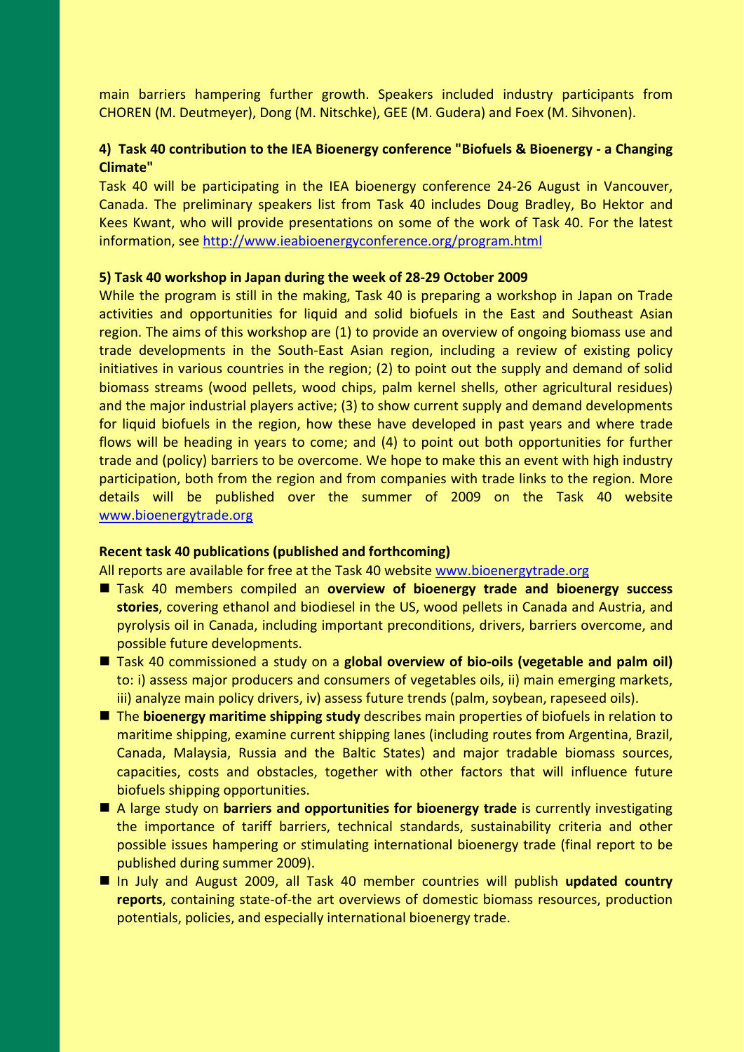main barriers hampering further growth. Speakers included industry participants from CHOREN (M. Deutmeyer), Dong (M. Nitschke), GEE (M. Gudera) and Foex (M. Sihvonen).

### 4) Task 40 contribution to the IEA Bioenergy conference "Biofuels & Bioenergy - a Changing Climate"

Task 40 will be participating in the IEA bioenergy conference 24-26 August in Vancouver, Canada. The preliminary speakers list from Task 40 includes Doug Bradley, Bo Hektor and Kees Kwant, who will provide presentations on some of the work of Task 40. For the latest information, see http://www.ieabioenergyconference.org/program.html

### 5) Task 40 workshop in Japan during the week of 28-29 October 2009

While the program is still in the making, Task 40 is preparing a workshop in Japan on Trade activities and opportunities for liquid and solid biofuels in the East and Southeast Asian region. The aims of this workshop are (1) to provide an overview of ongoing biomass use and trade developments in the South-East Asian region, including a review of existing policy initiatives in various countries in the region; (2) to point out the supply and demand of solid biomass streams (wood pellets, wood chips, palm kernel shells, other agricultural residues) and the major industrial players active; (3) to show current supply and demand developments for liquid biofuels in the region, how these have developed in past years and where trade flows will be heading in years to come; and (4) to point out both opportunities for further trade and (policy) barriers to be overcome. We hope to make this an event with high industry participation, both from the region and from companies with trade links to the region. More details will be published over the summer of 2009 on the Task 40 website www.bioenergytrade.org

### Recent task 40 publications (published and forthcoming)

All reports are available for free at the Task 40 website www.bioenergytrade.org

- Task 40 members compiled an **overview of bioenergy trade and bioenergy success stories**, covering ethanol and biodiesel in the US, wood pellets in Canada and Austria, and pyrolysis oil in Canada, including important preconditions, drivers, barriers overcome, and possible future developments.
- Task 40 commissioned a study on a **global overview of bio-oils (vegetable and palm oil)** to: i) assess major producers and consumers of vegetables oils, ii) main emerging markets, iii) analyze main policy drivers, iv) assess future trends (palm, soybean, rapeseed oils).
- The **bioenergy maritime shipping study** describes main properties of biofuels in relation to maritime shipping, examine current shipping lanes (including routes from Argentina, Brazil, Canada, Malaysia, Russia and the Baltic States) and major tradable biomass sources, capacities, costs and obstacles, together with other factors that will influence future biofuels shipping opportunities.
- A large study on **barriers and opportunities for bioenergy trade** is currently investigating the importance of tariff barriers, technical standards, sustainability criteria and other possible issues hampering or stimulating international bioenergy trade (final report to be published during summer 2009).
- In July and August 2009, all Task 40 member countries will publish **updated country reports**, containing state-of-the art overviews of domestic biomass resources, production potentials, policies, and especially international bioenergy trade.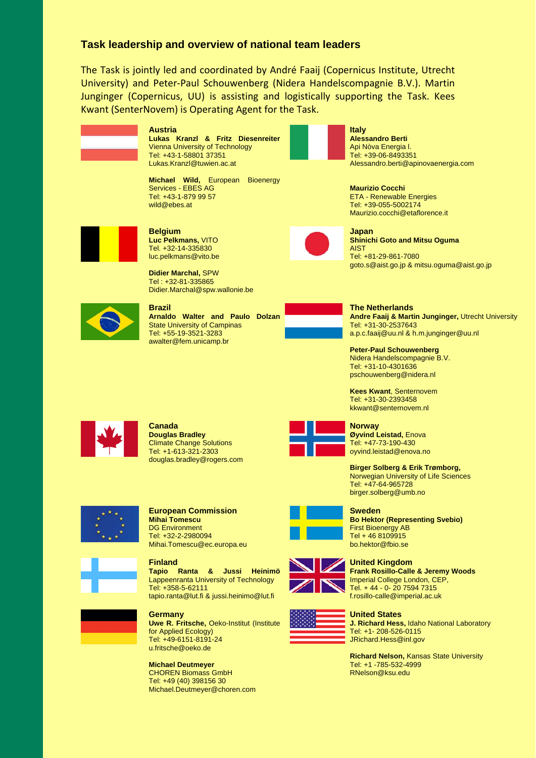## Task leadership and overview of national team leaders

The Task is jointly led and coordinated by André Faaij (Copernicus Institute, Utrecht University) and Peter-Paul Schouwenberg (Nidera Handelscompagnie B.V.). Martin Junginger (Copernicus, UU) is assisting and logistically supporting the Task. Kees Kwant (SenterNovem) is Operating Agent for the Task.

**Austria**
**Lukas Kranzl & Fritz Diesenreiter**
Vienna University of Technology
Tel: +43-1-58801 37351
Lukas.Kranzl@tuwien.ac.at

**Michael Wild,** European Bioenergy Services - EBES AG
Tel: +43-1-879 99 57
wild@ebes.at

**Belgium**
**Luc Pelkmans,** VITO
Tel. +32-14-335830
luc.pelkmans@vito.be

**Didier Marchal,** SPW
Tel : +32-81-335865
Didier.Marchal@spw.wallonie.be

**Brazil**
**Arnaldo Walter and Paulo Dolzan**
State University of Campinas
Tel: +55-19-3521-3283
awalter@fem.unicamp.br

**Canada**
**Douglas Bradley**
Climate Change Solutions
Tel: +1-613-321-2303
douglas.bradley@rogers.com

**European Commission**
**Mihai Tomescu**
DG Environment
Tel: +32-2-2980094
Mihai.Tomescu@ec.europa.eu

**Finland**
**Tapio Ranta & Jussi Heinimö**
Lappeenranta University of Technology
Tel: +358-5-62111
tapio.ranta@lut.fi & jussi.heinimo@lut.fi

**Germany**
**Uwe R. Fritsche,** Oeko-Institut (Institute for Applied Ecology)
Tel: +49-6151-8191-24
u.fritsche@oeko.de

**Michael Deutmeyer**
CHOREN Biomass GmbH
Tel: +49 (40) 398156 30
Michael.Deutmeyer@choren.com

**Italy**
**Alessandro Berti**
Api Nòva Energia l.
Tel: +39-06-8493351
Alessandro.berti@apinovaenergia.com

**Maurizio Cocchi**
ETA - Renewable Energies
Tel: +39-055-5002174
Maurizio.cocchi@etaflorence.it

**Japan**
**Shinichi Goto and Mitsu Oguma**
AIST
Tel: +81-29-861-7080
goto.s@aist.go.jp & mitsu.oguma@aist.go.jp

**The Netherlands**
**Andre Faaij & Martin Junginger,** Utrecht University
Tel: +31-30-2537643
a.p.c.faaij@uu.nl & h.m.junginger@uu.nl

**Peter-Paul Schouwenberg**
Nidera Handelscompagnie B.V.
Tel: +31-10-4301636
pschouwenberg@nidera.nl

**Kees Kwant**, Senternovem
Tel: +31-30-2393458
kkwant@senternovem.nl

**Norway**
**Øyvind Leistad,** Enova
Tel: +47-73-190-430
oyvind.leistad@enova.no

**Birger Solberg & Erik Trømborg,**
Norwegian University of Life Sciences
Tel: +47-64-965728
birger.solberg@umb.no

**Sweden**
**Bo Hektor (Representing Svebio)**
First Bioenergy AB
Tel + 46 8109915
bo.hektor@fbio.se

**United Kingdom**
**Frank Rosillo-Calle & Jeremy Woods**
Imperial College London, CEP,
Tel. + 44 - 0- 20 7594 7315
f.rosillo-calle@imperial.ac.uk

**United States**
**J. Richard Hess,** Idaho National Laboratory
Tel: +1- 208-526-0115
JRichard.Hess@inl.gov

**Richard Nelson,** Kansas State University
Tel: +1 -785-532-4999
RNelson@ksu.edu